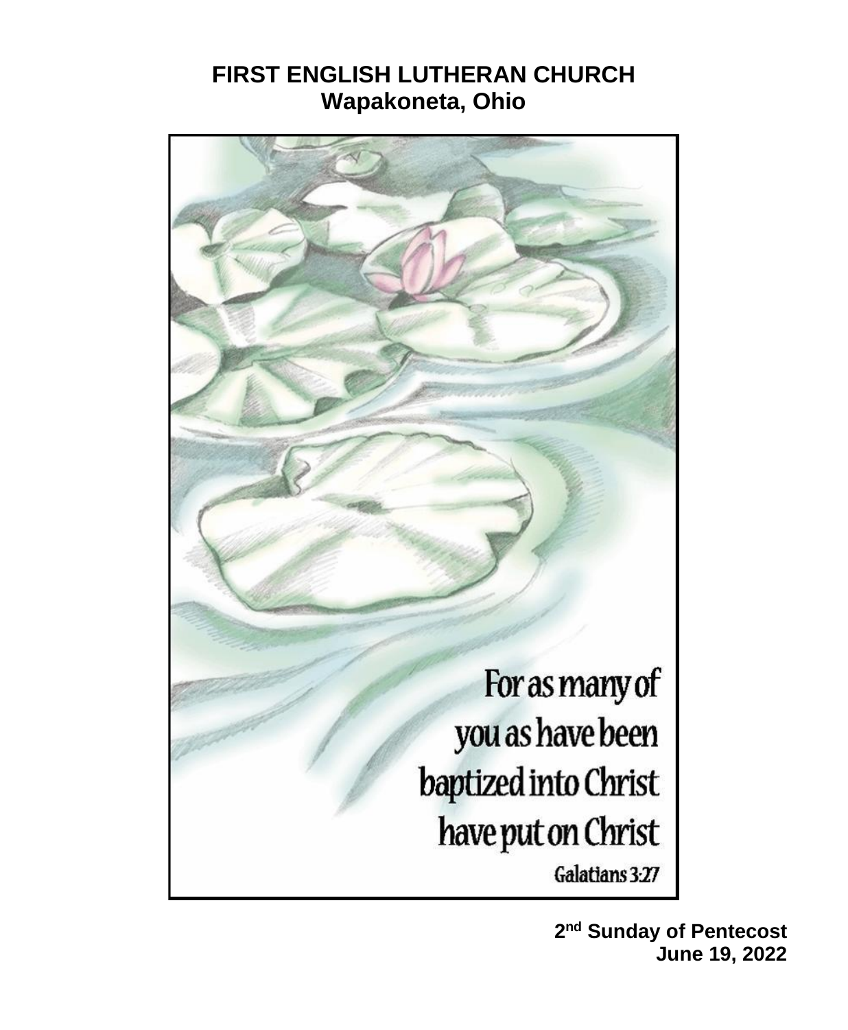# FIRST ENGLISH LUTHERAN CHURCH
## Wapakoneta, Ohio

For as many of you as have been baptized into Christ have put on Christ

Galatians 3:27

**2nd Sunday of Pentecost**
**June 19, 2022**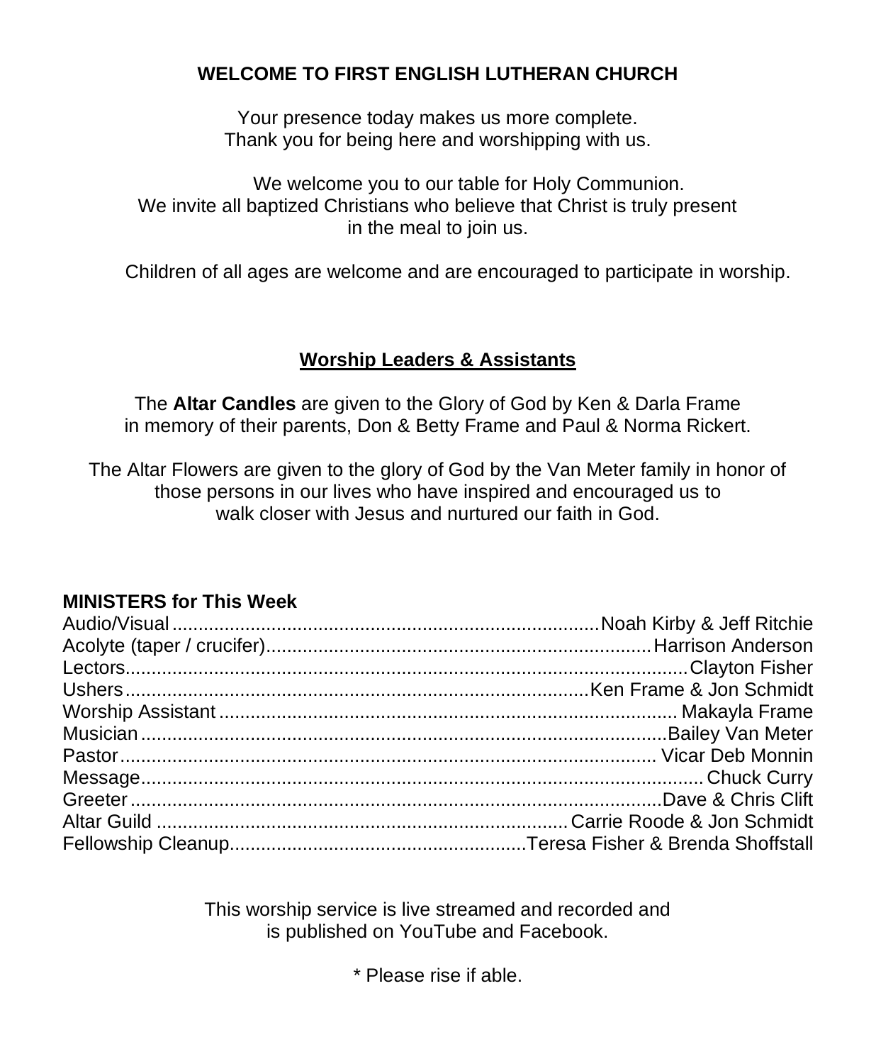**WELCOME TO FIRST ENGLISH LUTHERAN CHURCH**

Your presence today makes us more complete.
Thank you for being here and worshipping with us.

We welcome you to our table for Holy Communion.
We invite all baptized Christians who believe that Christ is truly present in the meal to join us.

Children of all ages are welcome and are encouraged to participate in worship.

## Worship Leaders & Assistants

The **Altar Candles** are given to the Glory of God by Ken & Darla Frame in memory of their parents, Don & Betty Frame and Paul & Norma Rickert.

The Altar Flowers are given to the glory of God by the Van Meter family in honor of those persons in our lives who have inspired and encouraged us to walk closer with Jesus and nurtured our faith in God.

**MINISTERS for This Week**

| | |
|---|---|
| Audio/Visual | Noah Kirby & Jeff Ritchie |
| Acolyte (taper / crucifer) | Harrison Anderson |
| Lectors | Clayton Fisher |
| Ushers | Ken Frame & Jon Schmidt |
| Worship Assistant | Makayla Frame |
| Musician | Bailey Van Meter |
| Pastor | Vicar Deb Monnin |
| Message | Chuck Curry |
| Greeter | Dave & Chris Clift |
| Altar Guild | Carrie Roode & Jon Schmidt |
| Fellowship Cleanup | Teresa Fisher & Brenda Shoffstall |

This worship service is live streamed and recorded and is published on YouTube and Facebook.

* Please rise if able.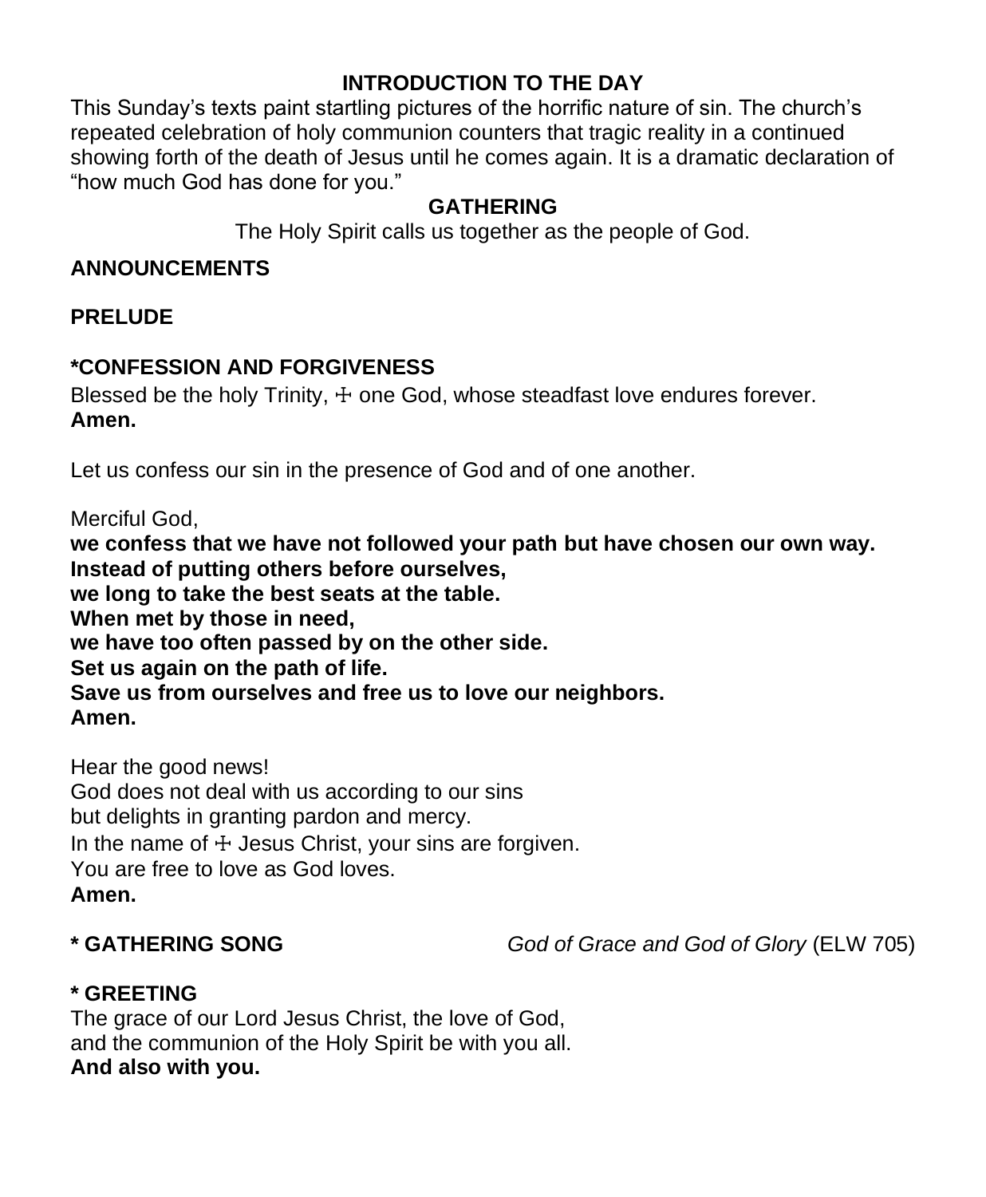## INTRODUCTION TO THE DAY

This Sunday's texts paint startling pictures of the horrific nature of sin. The church's repeated celebration of holy communion counters that tragic reality in a continued showing forth of the death of Jesus until he comes again. It is a dramatic declaration of "how much God has done for you."

## GATHERING

The Holy Spirit calls us together as the people of God.

**ANNOUNCEMENTS**

**PRELUDE**

**\*CONFESSION AND FORGIVENESS**

Blessed be the holy Trinity, ☩ one God, whose steadfast love endures forever.
**Amen.**

Let us confess our sin in the presence of God and of one another.

Merciful God,
**we confess that we have not followed your path but have chosen our own way.**
**Instead of putting others before ourselves,**
**we long to take the best seats at the table.**
**When met by those in need,**
**we have too often passed by on the other side.**
**Set us again on the path of life.**
**Save us from ourselves and free us to love our neighbors.**
**Amen.**

Hear the good news!
God does not deal with us according to our sins
but delights in granting pardon and mercy.
In the name of ☩ Jesus Christ, your sins are forgiven.
You are free to love as God loves.
**Amen.**

**\* GATHERING SONG** *God of Grace and God of Glory* (ELW 705)

**\* GREETING**

The grace of our Lord Jesus Christ, the love of God,
and the communion of the Holy Spirit be with you all.
**And also with you.**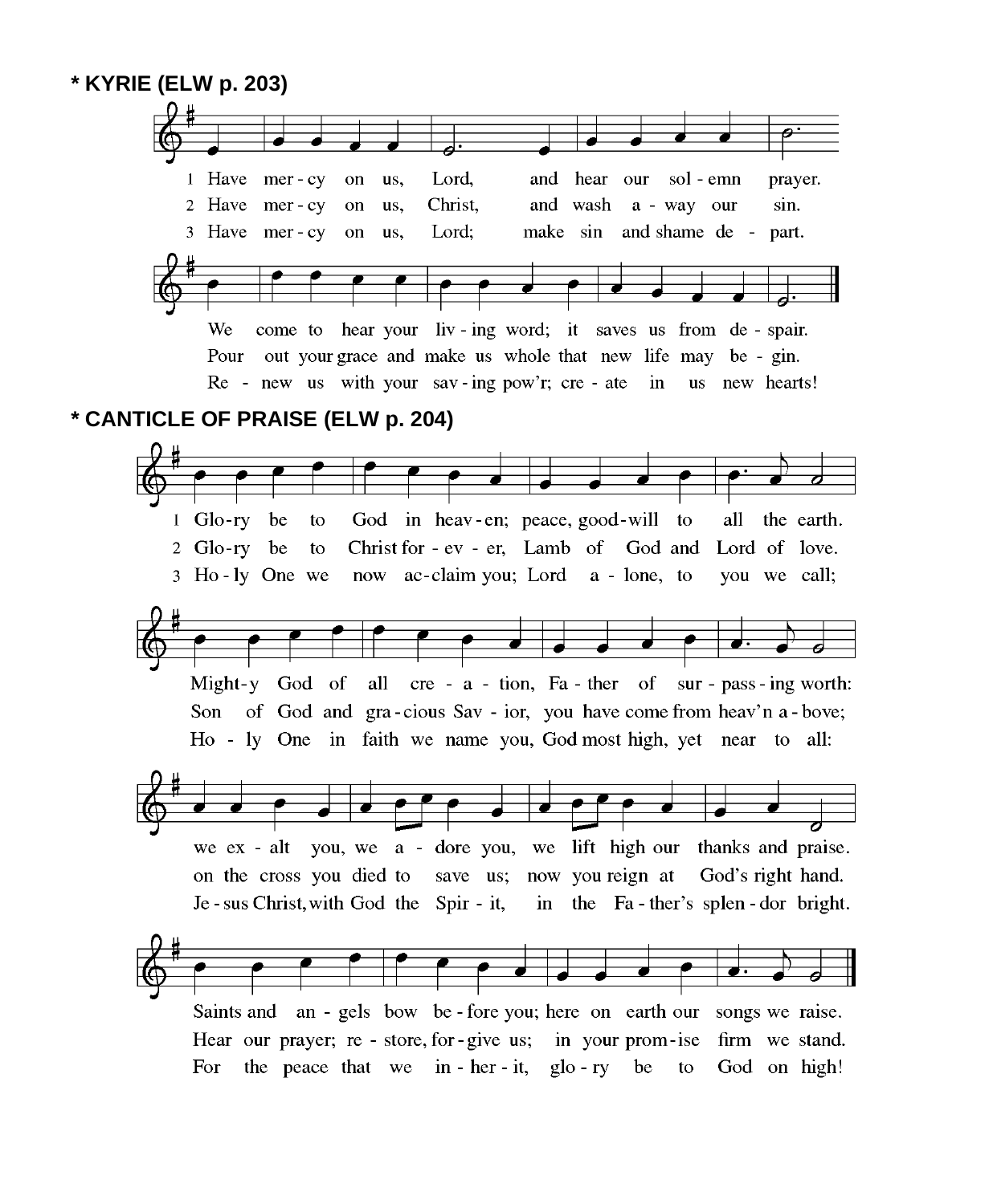**\* KYRIE (ELW p. 203)**

1 Have mer - cy on us, Lord, and hear our sol - emn prayer.
2 Have mer - cy on us, Christ, and wash a - way our sin.
3 Have mer - cy on us, Lord; make sin and shame de - part.

We come to hear your liv - ing word; it saves us from de - spair.
Pour out your grace and make us whole that new life may be - gin.
Re - new us with your sav - ing pow'r; cre - ate in us new hearts!

**\* CANTICLE OF PRAISE (ELW p. 204)**

1 Glo-ry be to God in heav - en; peace, good-will to all the earth.
2 Glo-ry be to Christ for - ev - er, Lamb of God and Lord of love.
3 Ho - ly One we now ac-claim you; Lord a - lone, to you we call;

Might-y God of all cre - a - tion, Fa - ther of sur - pass - ing worth:
Son of God and gra - cious Sav - ior, you have come from heav'n a - bove;
Ho - ly One in faith we name you, God most high, yet near to all:

we ex - alt you, we a - dore you, we lift high our thanks and praise.
on the cross you died to save us; now you reign at God's right hand.
Je - sus Christ, with God the Spir - it, in the Fa - ther's splen - dor bright.

Saints and an - gels bow be - fore you; here on earth our songs we raise.
Hear our prayer; re - store, for - give us; in your prom - ise firm we stand.
For the peace that we in - her - it, glo - ry be to God on high!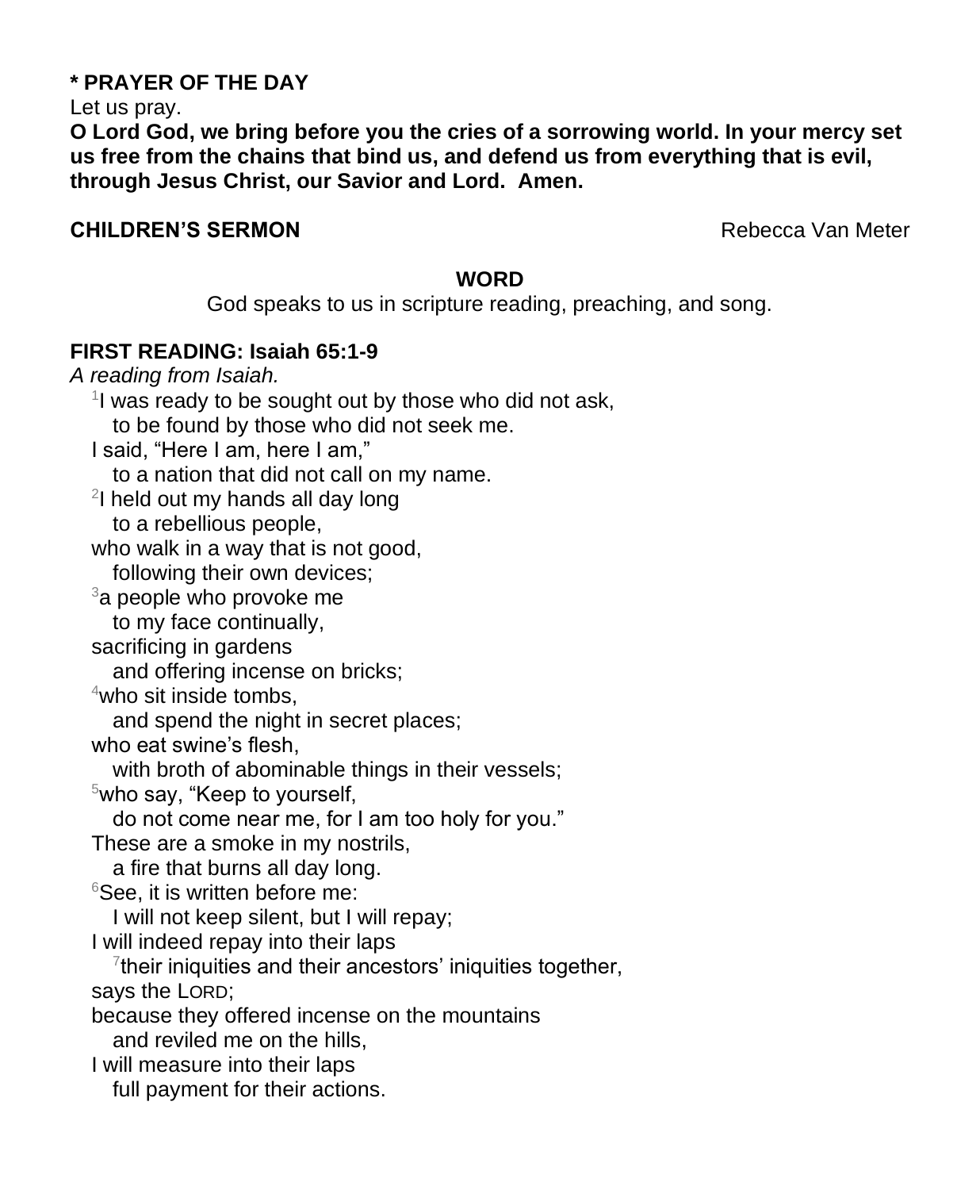**\* PRAYER OF THE DAY**

Let us pray.

**O Lord God, we bring before you the cries of a sorrowing world. In your mercy set us free from the chains that bind us, and defend us from everything that is evil, through Jesus Christ, our Savior and Lord. Amen.**

**CHILDREN'S SERMON** Rebecca Van Meter

**WORD**

God speaks to us in scripture reading, preaching, and song.

**FIRST READING: Isaiah 65:1-9**

*A reading from Isaiah.*

[1]I was ready to be sought out by those who did not ask,
to be found by those who did not seek me.
I said, "Here I am, here I am,"
to a nation that did not call on my name.
[2]I held out my hands all day long
to a rebellious people,
who walk in a way that is not good,
following their own devices;
[3]a people who provoke me
to my face continually,
sacrificing in gardens
and offering incense on bricks;
[4]who sit inside tombs,
and spend the night in secret places;
who eat swine's flesh,
with broth of abominable things in their vessels;
[5]who say, "Keep to yourself,
do not come near me, for I am too holy for you."
These are a smoke in my nostrils,
a fire that burns all day long.
[6]See, it is written before me:
I will not keep silent, but I will repay;
I will indeed repay into their laps
[7]their iniquities and their ancestors' iniquities together,
says the LORD;
because they offered incense on the mountains
and reviled me on the hills,
I will measure into their laps
full payment for their actions.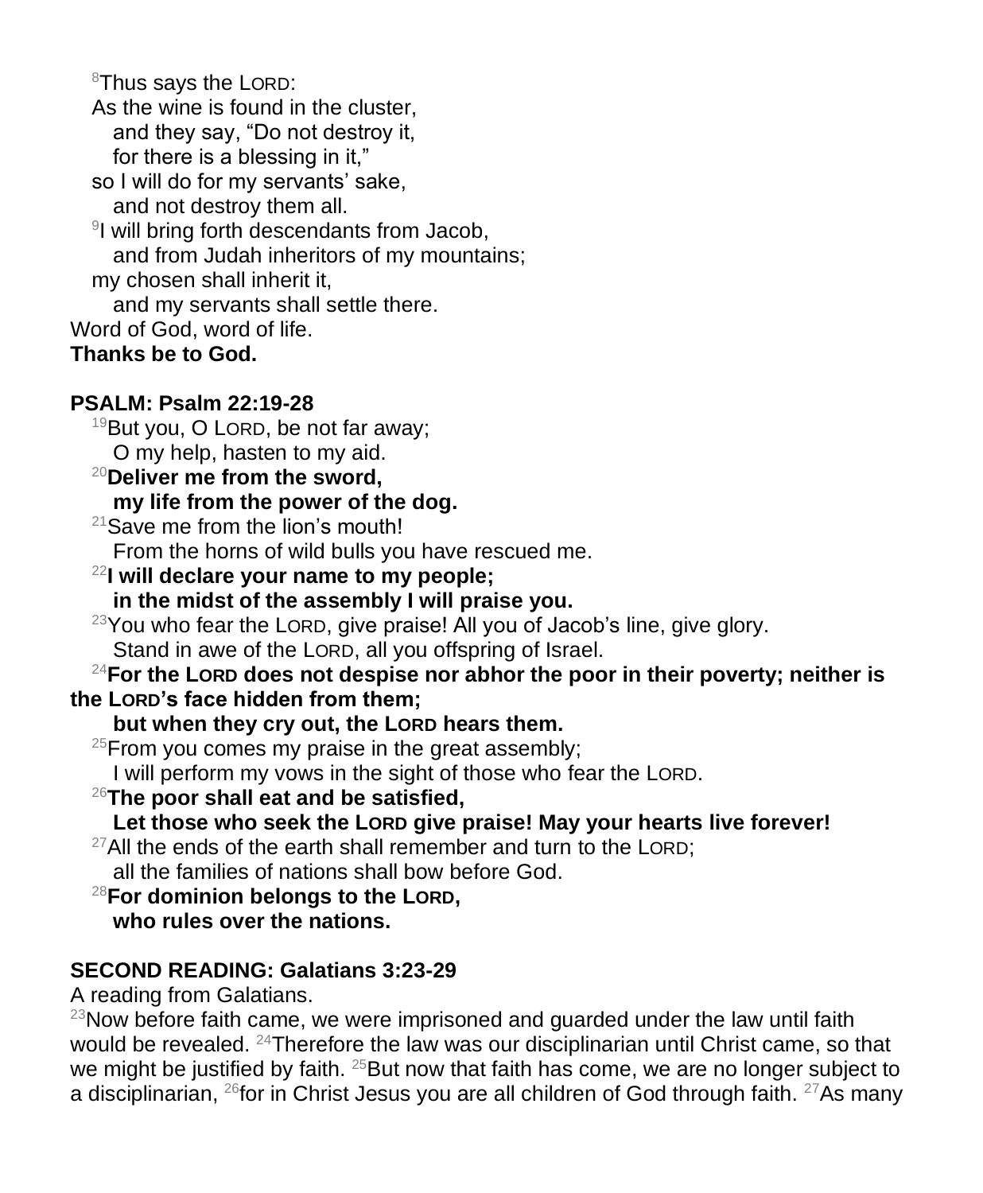[8]Thus says the LORD:
As the wine is found in the cluster,
and they say, "Do not destroy it,
for there is a blessing in it,"
so I will do for my servants' sake,
and not destroy them all.
[9]I will bring forth descendants from Jacob,
and from Judah inheritors of my mountains;
my chosen shall inherit it,
and my servants shall settle there.
Word of God, word of life.
**Thanks be to God.**

**PSALM: Psalm 22:19-28**

[19]But you, O LORD, be not far away;
O my help, hasten to my aid.
[20]**Deliver me from the sword,**
**my life from the power of the dog.**
[21]Save me from the lion's mouth!
From the horns of wild bulls you have rescued me.
[22]**I will declare your name to my people;**
**in the midst of the assembly I will praise you.**
[23]You who fear the LORD, give praise! All you of Jacob's line, give glory.
Stand in awe of the LORD, all you offspring of Israel.
[24]**For the LORD does not despise nor abhor the poor in their poverty; neither is the LORD's face hidden from them;**
**but when they cry out, the LORD hears them.**
[25]From you comes my praise in the great assembly;
I will perform my vows in the sight of those who fear the LORD.
[26]**The poor shall eat and be satisfied,**
**Let those who seek the LORD give praise! May your hearts live forever!**
[27]All the ends of the earth shall remember and turn to the LORD;
all the families of nations shall bow before God.
[28]**For dominion belongs to the LORD,**
**who rules over the nations.**

**SECOND READING: Galatians 3:23-29**

A reading from Galatians.
[23]Now before faith came, we were imprisoned and guarded under the law until faith would be revealed. [24]Therefore the law was our disciplinarian until Christ came, so that we might be justified by faith. [25]But now that faith has come, we are no longer subject to a disciplinarian, [26]for in Christ Jesus you are all children of God through faith. [27]As many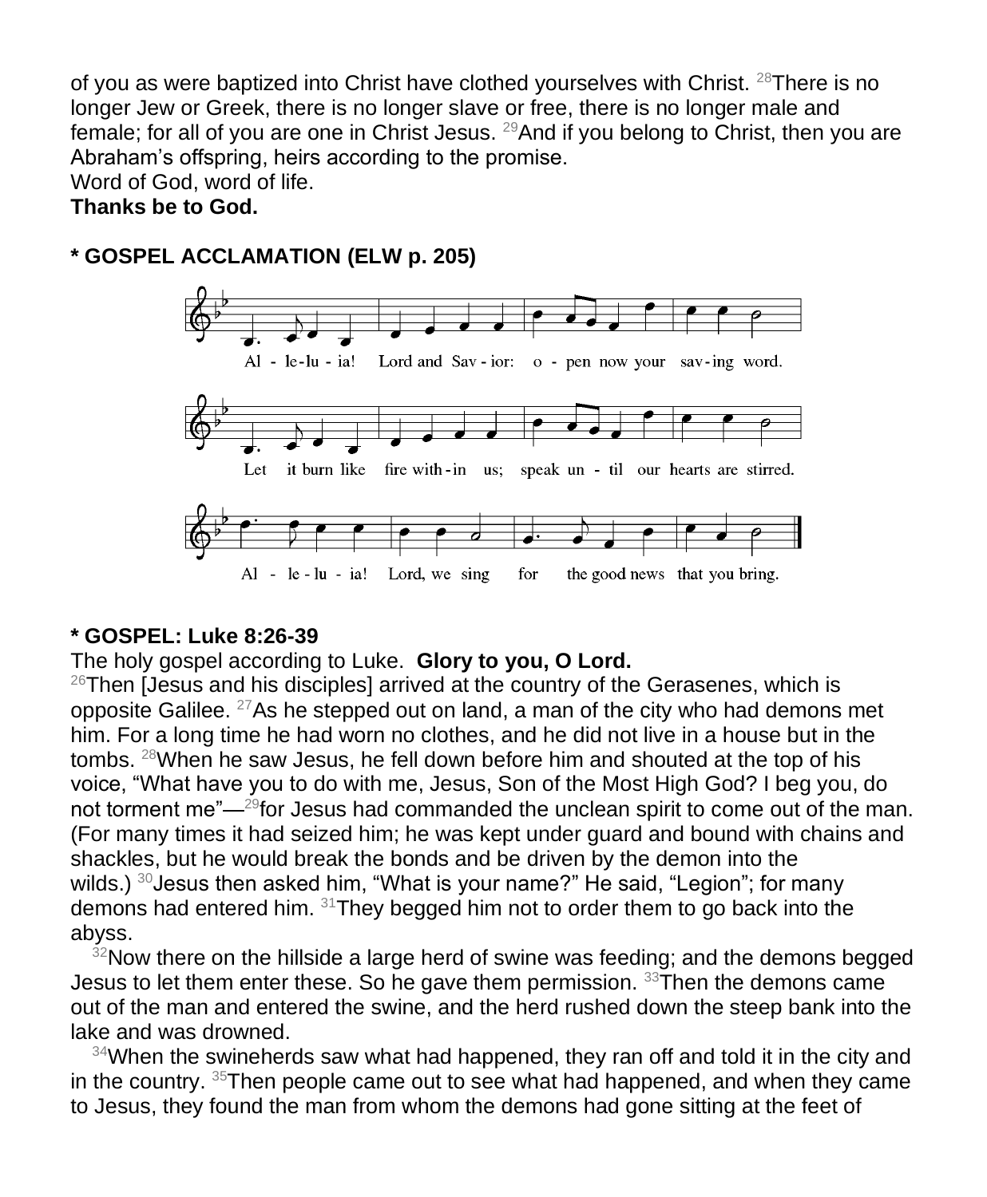of you as were baptized into Christ have clothed yourselves with Christ. [28]There is no longer Jew or Greek, there is no longer slave or free, there is no longer male and female; for all of you are one in Christ Jesus. [29]And if you belong to Christ, then you are Abraham's offspring, heirs according to the promise.
Word of God, word of life.
**Thanks be to God.**

**\* GOSPEL ACCLAMATION (ELW p. 205)**

Alleluia! Lord and Savior: open now your saving word.
Let it burn like fire within us; speak until our hearts are stirred.
Alleluia! Lord, we sing for the good news that you bring.

**\* GOSPEL: Luke 8:26-39**
The holy gospel according to Luke. **Glory to you, O Lord.**
[26]Then [Jesus and his disciples] arrived at the country of the Gerasenes, which is opposite Galilee. [27]As he stepped out on land, a man of the city who had demons met him. For a long time he had worn no clothes, and he did not live in a house but in the tombs. [28]When he saw Jesus, he fell down before him and shouted at the top of his voice, "What have you to do with me, Jesus, Son of the Most High God? I beg you, do not torment me"—[29]for Jesus had commanded the unclean spirit to come out of the man. (For many times it had seized him; he was kept under guard and bound with chains and shackles, but he would break the bonds and be driven by the demon into the wilds.) [30]Jesus then asked him, "What is your name?" He said, "Legion"; for many demons had entered him. [31]They begged him not to order them to go back into the abyss.

[32]Now there on the hillside a large herd of swine was feeding; and the demons begged Jesus to let them enter these. So he gave them permission. [33]Then the demons came out of the man and entered the swine, and the herd rushed down the steep bank into the lake and was drowned.

[34]When the swineherds saw what had happened, they ran off and told it in the city and in the country. [35]Then people came out to see what had happened, and when they came to Jesus, they found the man from whom the demons had gone sitting at the feet of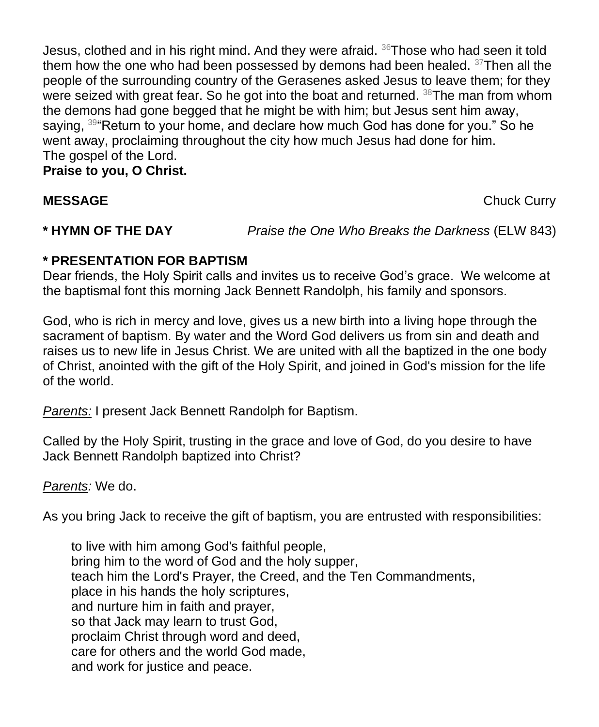Jesus, clothed and in his right mind. And they were afraid. [36]Those who had seen it told them how the one who had been possessed by demons had been healed. [37]Then all the people of the surrounding country of the Gerasenes asked Jesus to leave them; for they were seized with great fear. So he got into the boat and returned. [38]The man from whom the demons had gone begged that he might be with him; but Jesus sent him away, saying, [39]"Return to your home, and declare how much God has done for you." So he went away, proclaiming throughout the city how much Jesus had done for him.
The gospel of the Lord.
**Praise to you, O Christ.**

**MESSAGE** Chuck Curry

**\* HYMN OF THE DAY** *Praise the One Who Breaks the Darkness* (ELW 843)

**\* PRESENTATION FOR BAPTISM**

Dear friends, the Holy Spirit calls and invites us to receive God's grace. We welcome at the baptismal font this morning Jack Bennett Randolph, his family and sponsors.

God, who is rich in mercy and love, gives us a new birth into a living hope through the sacrament of baptism. By water and the Word God delivers us from sin and death and raises us to new life in Jesus Christ. We are united with all the baptized in the one body of Christ, anointed with the gift of the Holy Spirit, and joined in God's mission for the life of the world.

*Parents:* I present Jack Bennett Randolph for Baptism.

Called by the Holy Spirit, trusting in the grace and love of God, do you desire to have Jack Bennett Randolph baptized into Christ?

*Parents:* We do.

As you bring Jack to receive the gift of baptism, you are entrusted with responsibilities:

> to live with him among God's faithful people,
> bring him to the word of God and the holy supper,
> teach him the Lord's Prayer, the Creed, and the Ten Commandments,
> place in his hands the holy scriptures,
> and nurture him in faith and prayer,
> so that Jack may learn to trust God,
> proclaim Christ through word and deed,
> care for others and the world God made,
> and work for justice and peace.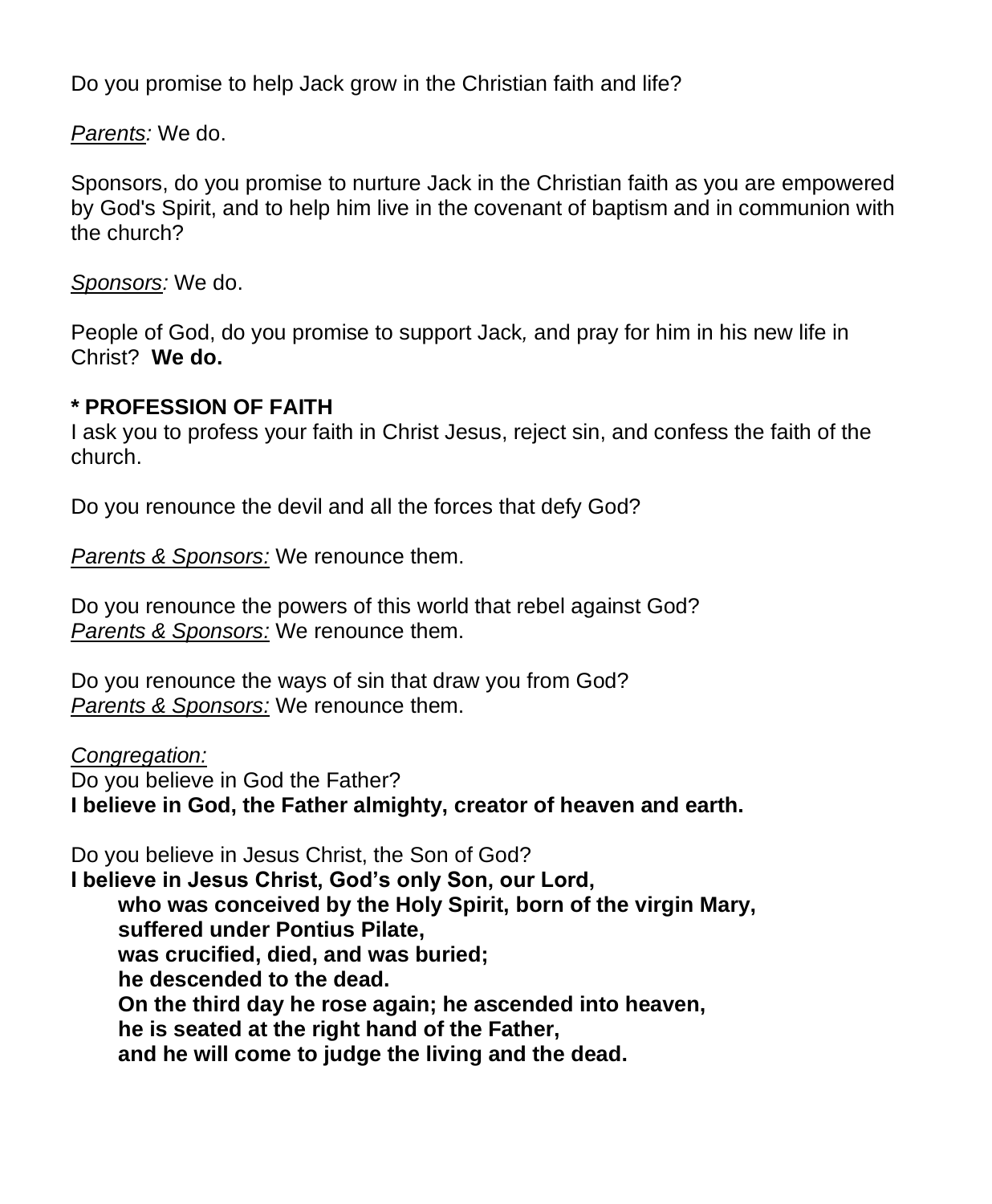Do you promise to help Jack grow in the Christian faith and life?

*Parents:* We do.

Sponsors, do you promise to nurture Jack in the Christian faith as you are empowered by God's Spirit, and to help him live in the covenant of baptism and in communion with the church?

*Sponsors:* We do.

People of God, do you promise to support Jack, and pray for him in his new life in Christ? **We do.**

**\* PROFESSION OF FAITH**

I ask you to profess your faith in Christ Jesus, reject sin, and confess the faith of the church.

Do you renounce the devil and all the forces that defy God?

*Parents & Sponsors:* We renounce them.

Do you renounce the powers of this world that rebel against God?
*Parents & Sponsors:* We renounce them.

Do you renounce the ways of sin that draw you from God?
*Parents & Sponsors:* We renounce them.

*Congregation:*
Do you believe in God the Father?
**I believe in God, the Father almighty, creator of heaven and earth.**

Do you believe in Jesus Christ, the Son of God?
**I believe in Jesus Christ, God's only Son, our Lord,**
**who was conceived by the Holy Spirit, born of the virgin Mary,**
**suffered under Pontius Pilate,**
**was crucified, died, and was buried;**
**he descended to the dead.**
**On the third day he rose again; he ascended into heaven,**
**he is seated at the right hand of the Father,**
**and he will come to judge the living and the dead.**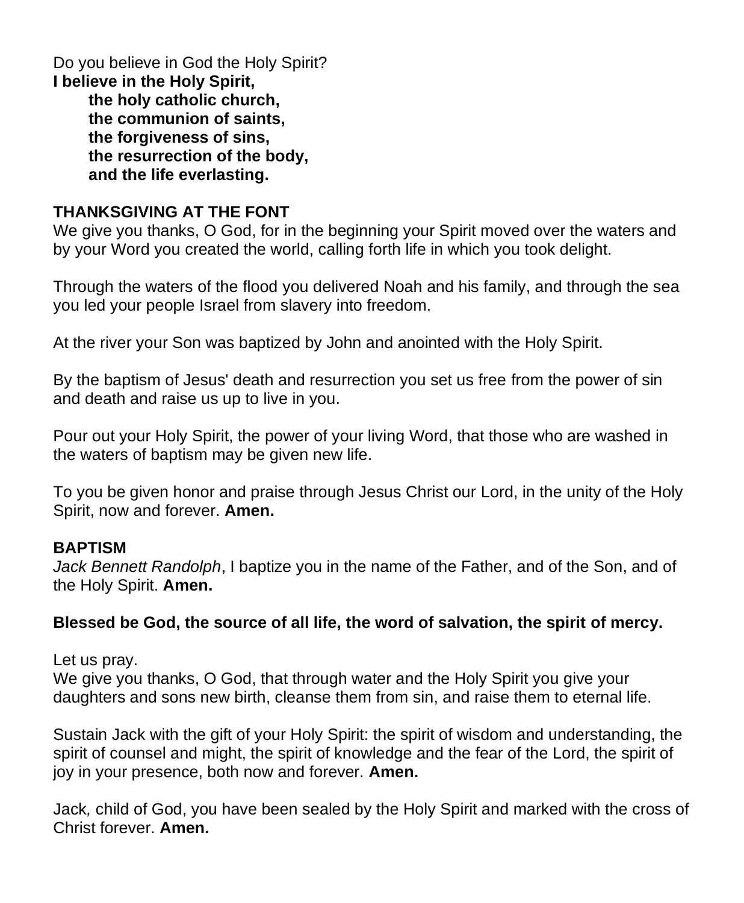Do you believe in God the Holy Spirit?
**I believe in the Holy Spirit,**
**the holy catholic church,**
**the communion of saints,**
**the forgiveness of sins,**
**the resurrection of the body,**
**and the life everlasting.**

**THANKSGIVING AT THE FONT**

We give you thanks, O God, for in the beginning your Spirit moved over the waters and by your Word you created the world, calling forth life in which you took delight.

Through the waters of the flood you delivered Noah and his family, and through the sea you led your people Israel from slavery into freedom.

At the river your Son was baptized by John and anointed with the Holy Spirit.

By the baptism of Jesus' death and resurrection you set us free from the power of sin and death and raise us up to live in you.

Pour out your Holy Spirit, the power of your living Word, that those who are washed in the waters of baptism may be given new life.

To you be given honor and praise through Jesus Christ our Lord, in the unity of the Holy Spirit, now and forever. **Amen.**

**BAPTISM**

*Jack Bennett Randolph*, I baptize you in the name of the Father, and of the Son, and of the Holy Spirit. **Amen.**

**Blessed be God, the source of all life, the word of salvation, the spirit of mercy.**

Let us pray.
We give you thanks, O God, that through water and the Holy Spirit you give your daughters and sons new birth, cleanse them from sin, and raise them to eternal life.

Sustain Jack with the gift of your Holy Spirit: the spirit of wisdom and understanding, the spirit of counsel and might, the spirit of knowledge and the fear of the Lord, the spirit of joy in your presence, both now and forever. **Amen.**

Jack, child of God, you have been sealed by the Holy Spirit and marked with the cross of Christ forever. **Amen.**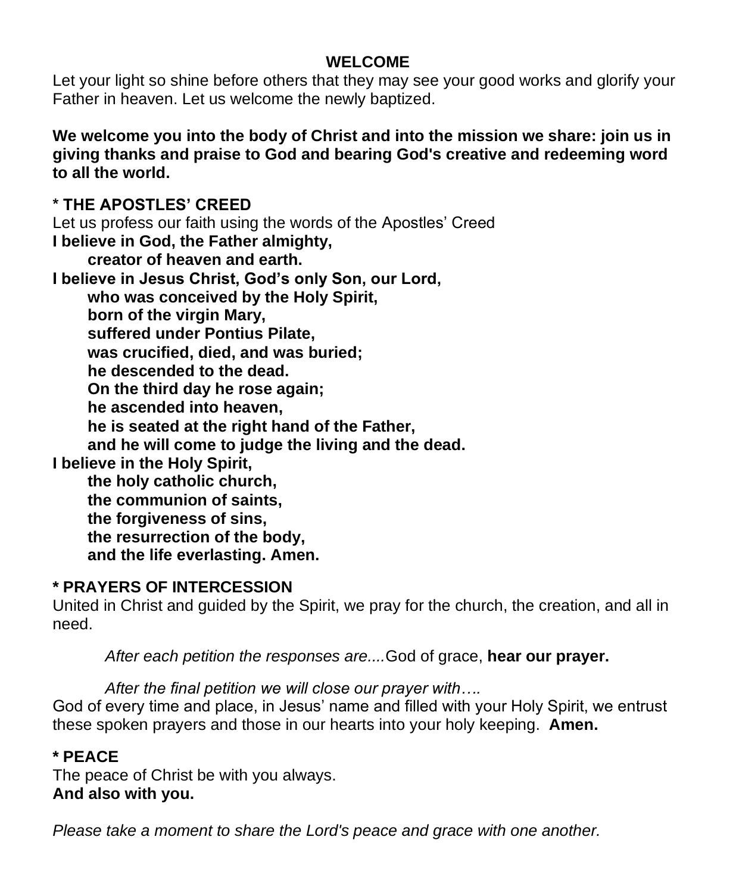## WELCOME

Let your light so shine before others that they may see your good works and glorify your Father in heaven. Let us welcome the newly baptized.

**We welcome you into the body of Christ and into the mission we share: join us in giving thanks and praise to God and bearing God's creative and redeeming word to all the world.**

## * THE APOSTLES' CREED

Let us profess our faith using the words of the Apostles' Creed

**I believe in God, the Father almighty,**
**creator of heaven and earth.**
**I believe in Jesus Christ, God's only Son, our Lord,**
**who was conceived by the Holy Spirit,**
**born of the virgin Mary,**
**suffered under Pontius Pilate,**
**was crucified, died, and was buried;**
**he descended to the dead.**
**On the third day he rose again;**
**he ascended into heaven,**
**he is seated at the right hand of the Father,**
**and he will come to judge the living and the dead.**
**I believe in the Holy Spirit,**
**the holy catholic church,**
**the communion of saints,**
**the forgiveness of sins,**
**the resurrection of the body,**
**and the life everlasting. Amen.**

## * PRAYERS OF INTERCESSION

United in Christ and guided by the Spirit, we pray for the church, the creation, and all in need.

*After each petition the responses are....*God of grace, **hear our prayer.**

*After the final petition we will close our prayer with….*

God of every time and place, in Jesus' name and filled with your Holy Spirit, we entrust these spoken prayers and those in our hearts into your holy keeping. **Amen.**

## * PEACE

The peace of Christ be with you always.
**And also with you.**

*Please take a moment to share the Lord's peace and grace with one another.*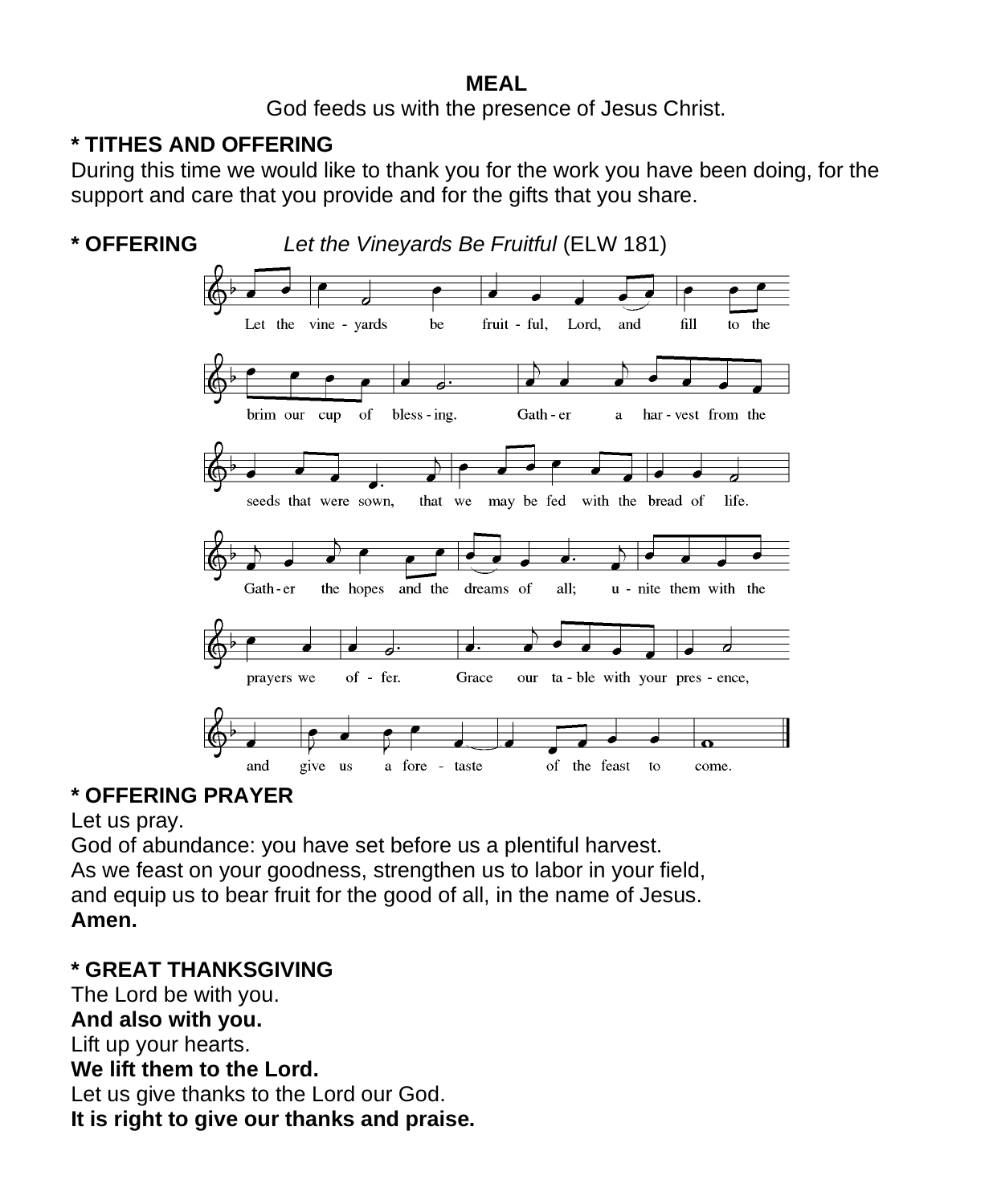**MEAL**

God feeds us with the presence of Jesus Christ.

**\* TITHES AND OFFERING**

During this time we would like to thank you for the work you have been doing, for the support and care that you provide and for the gifts that you share.

**\* OFFERING** *Let the Vineyards Be Fruitful* (ELW 181)

Let the vineyards be fruitful, Lord, and fill to the brim our cup of blessing. Gather a harvest from the seeds that were sown, that we may be fed with the bread of life. Gather the hopes and the dreams of all; unite them with the prayers we offer. Grace our table with your presence, and give us a foretaste of the feast to come.

**\* OFFERING PRAYER**

Let us pray.
God of abundance: you have set before us a plentiful harvest.
As we feast on your goodness, strengthen us to labor in your field,
and equip us to bear fruit for the good of all, in the name of Jesus.
**Amen.**

**\* GREAT THANKSGIVING**

The Lord be with you.
**And also with you.**
Lift up your hearts.
**We lift them to the Lord.**
Let us give thanks to the Lord our God.
**It is right to give our thanks and praise.**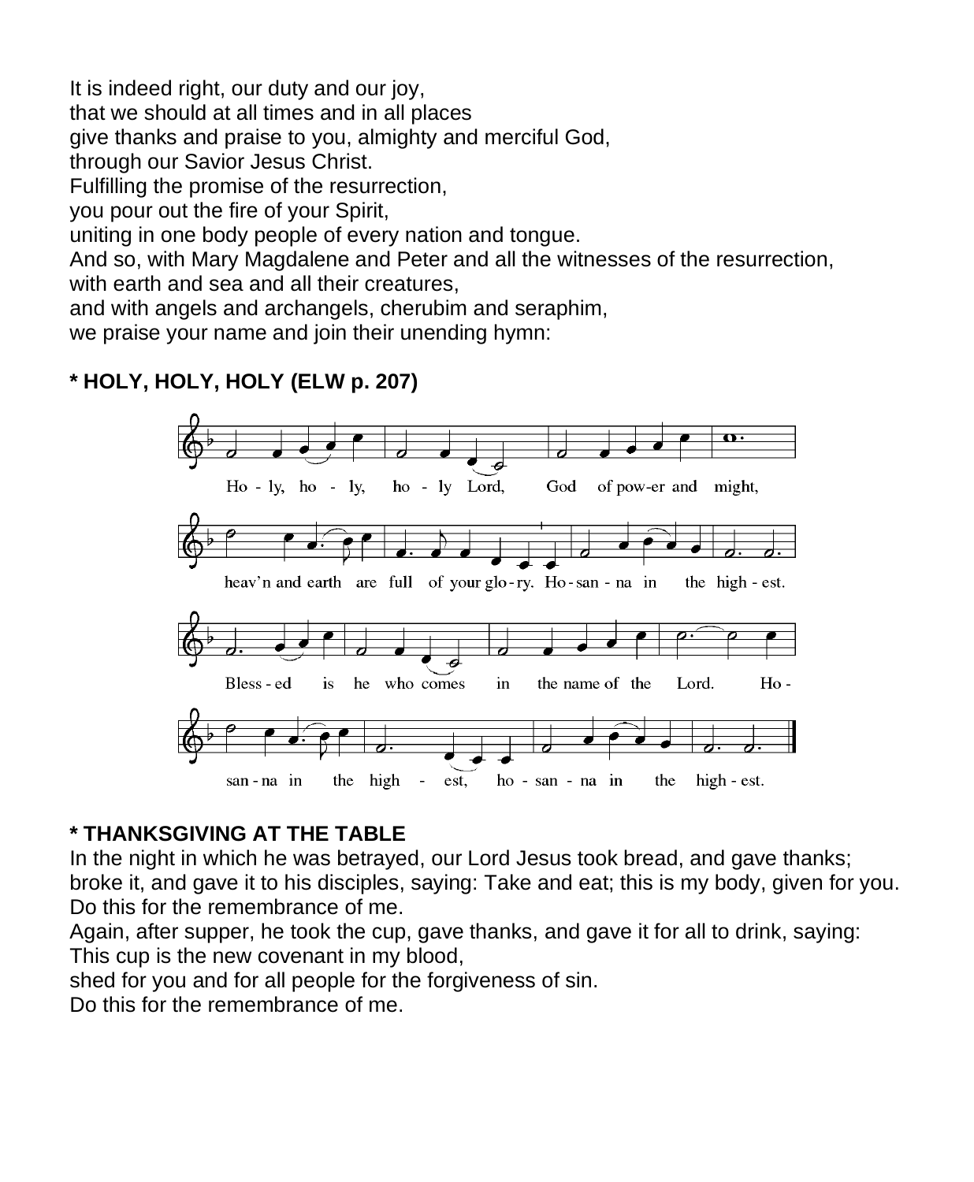It is indeed right, our duty and our joy,
that we should at all times and in all places
give thanks and praise to you, almighty and merciful God,
through our Savior Jesus Christ.
Fulfilling the promise of the resurrection,
you pour out the fire of your Spirit,
uniting in one body people of every nation and tongue.
And so, with Mary Magdalene and Peter and all the witnesses of the resurrection,
with earth and sea and all their creatures,
and with angels and archangels, cherubim and seraphim,
we praise your name and join their unending hymn:

**\* HOLY, HOLY, HOLY (ELW p. 207)**

Ho - ly, ho - ly, ho - ly Lord, God of pow-er and might,
heav'n and earth are full of your glo - ry. Ho - san - na in the high - est.
Bless - ed is he who comes in the name of the Lord. Ho -
san - na in the high - est, ho - san - na in the high - est.

**\* THANKSGIVING AT THE TABLE**

In the night in which he was betrayed, our Lord Jesus took bread, and gave thanks; broke it, and gave it to his disciples, saying: Take and eat; this is my body, given for you. Do this for the remembrance of me.
Again, after supper, he took the cup, gave thanks, and gave it for all to drink, saying:
This cup is the new covenant in my blood,
shed for you and for all people for the forgiveness of sin.
Do this for the remembrance of me.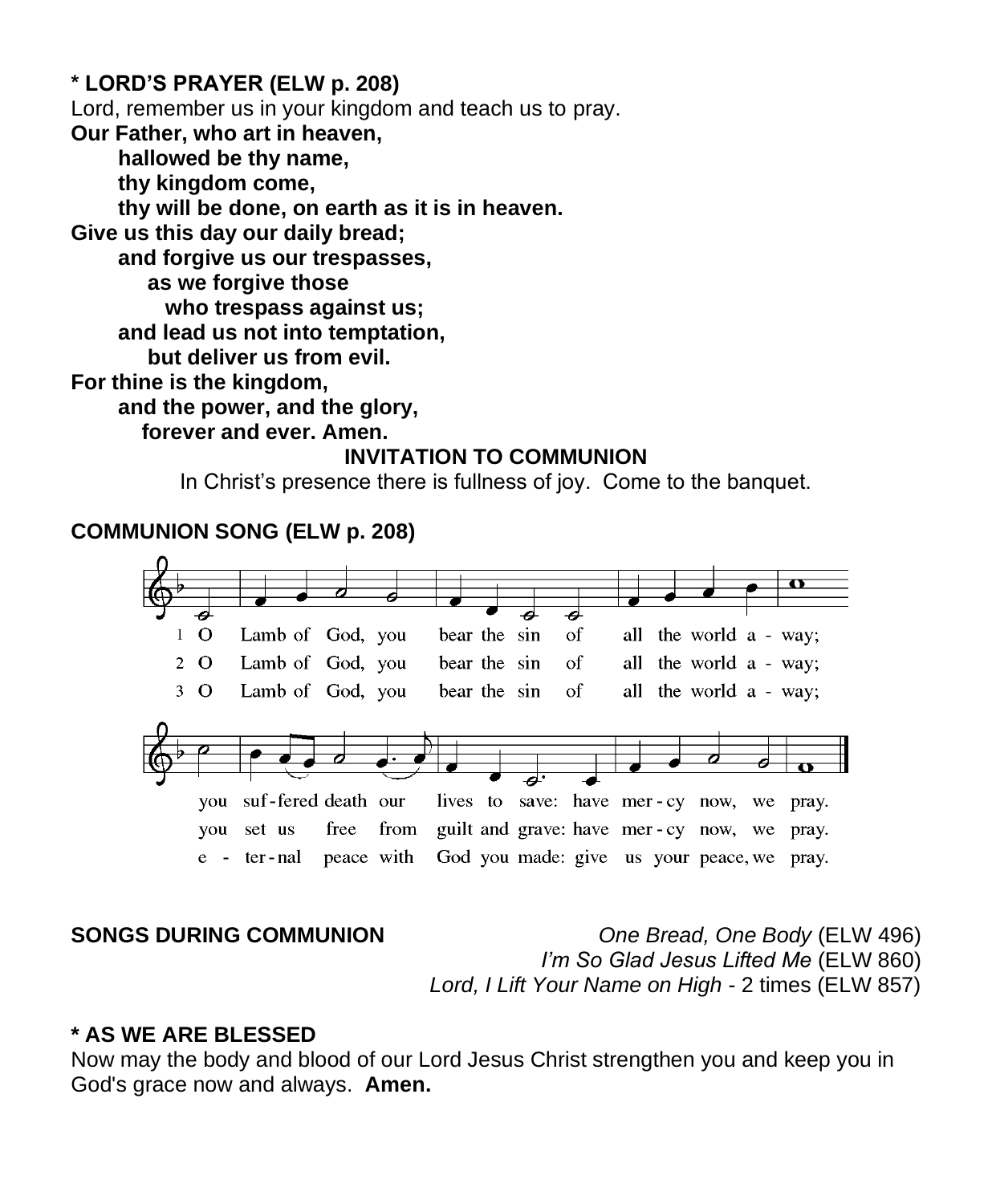**\* LORD'S PRAYER (ELW p. 208)**

Lord, remember us in your kingdom and teach us to pray.

**Our Father, who art in heaven,**
**hallowed be thy name,**
**thy kingdom come,**
**thy will be done, on earth as it is in heaven.**
**Give us this day our daily bread;**
**and forgive us our trespasses,**
**as we forgive those**
**who trespass against us;**
**and lead us not into temptation,**
**but deliver us from evil.**
**For thine is the kingdom,**
**and the power, and the glory,**
**forever and ever. Amen.**

**INVITATION TO COMMUNION**

In Christ's presence there is fullness of joy. Come to the banquet.

**COMMUNION SONG (ELW p. 208)**

1 O Lamb of God, you bear the sin of all the world a - way; you suf-fered death our lives to save: have mer-cy now, we pray.

2 O Lamb of God, you bear the sin of all the world a - way; you set us free from guilt and grave: have mer-cy now, we pray.

3 O Lamb of God, you bear the sin of all the world a - way; e - ter-nal peace with God you made: give us your peace, we pray.

**SONGS DURING COMMUNION**

*One Bread, One Body* (ELW 496)
*I'm So Glad Jesus Lifted Me* (ELW 860)
*Lord, I Lift Your Name on High* - 2 times (ELW 857)

**\* AS WE ARE BLESSED**

Now may the body and blood of our Lord Jesus Christ strengthen you and keep you in God's grace now and always. **Amen.**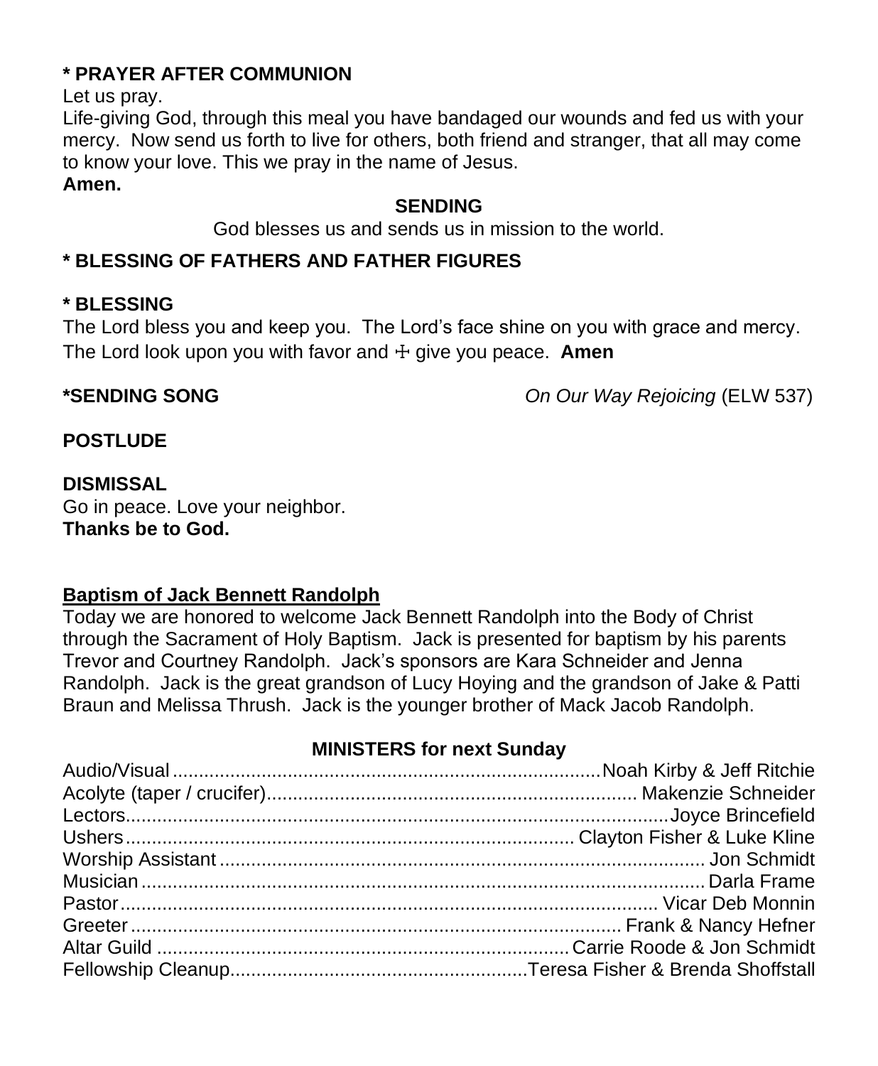**\* PRAYER AFTER COMMUNION**

Let us pray.

Life-giving God, through this meal you have bandaged our wounds and fed us with your mercy. Now send us forth to live for others, both friend and stranger, that all may come to know your love. This we pray in the name of Jesus.

**Amen.**

**SENDING**

God blesses us and sends us in mission to the world.

**\* BLESSING OF FATHERS AND FATHER FIGURES**

**\* BLESSING**

The Lord bless you and keep you. The Lord's face shine on you with grace and mercy. The Lord look upon you with favor and ☩ give you peace. **Amen**

**\*SENDING SONG** *On Our Way Rejoicing* (ELW 537)

**POSTLUDE**

**DISMISSAL**

Go in peace. Love your neighbor.

**Thanks be to God.**

**Baptism of Jack Bennett Randolph**

Today we are honored to welcome Jack Bennett Randolph into the Body of Christ through the Sacrament of Holy Baptism. Jack is presented for baptism by his parents Trevor and Courtney Randolph. Jack's sponsors are Kara Schneider and Jenna Randolph. Jack is the great grandson of Lucy Hoying and the grandson of Jake & Patti Braun and Melissa Thrush. Jack is the younger brother of Mack Jacob Randolph.

**MINISTERS for next Sunday**

| | |
|---|---|
| Audio/Visual | Noah Kirby & Jeff Ritchie |
| Acolyte (taper / crucifer) | Makenzie Schneider |
| Lectors | Joyce Brincefield |
| Ushers | Clayton Fisher & Luke Kline |
| Worship Assistant | Jon Schmidt |
| Musician | Darla Frame |
| Pastor | Vicar Deb Monnin |
| Greeter | Frank & Nancy Hefner |
| Altar Guild | Carrie Roode & Jon Schmidt |
| Fellowship Cleanup | Teresa Fisher & Brenda Shoffstall |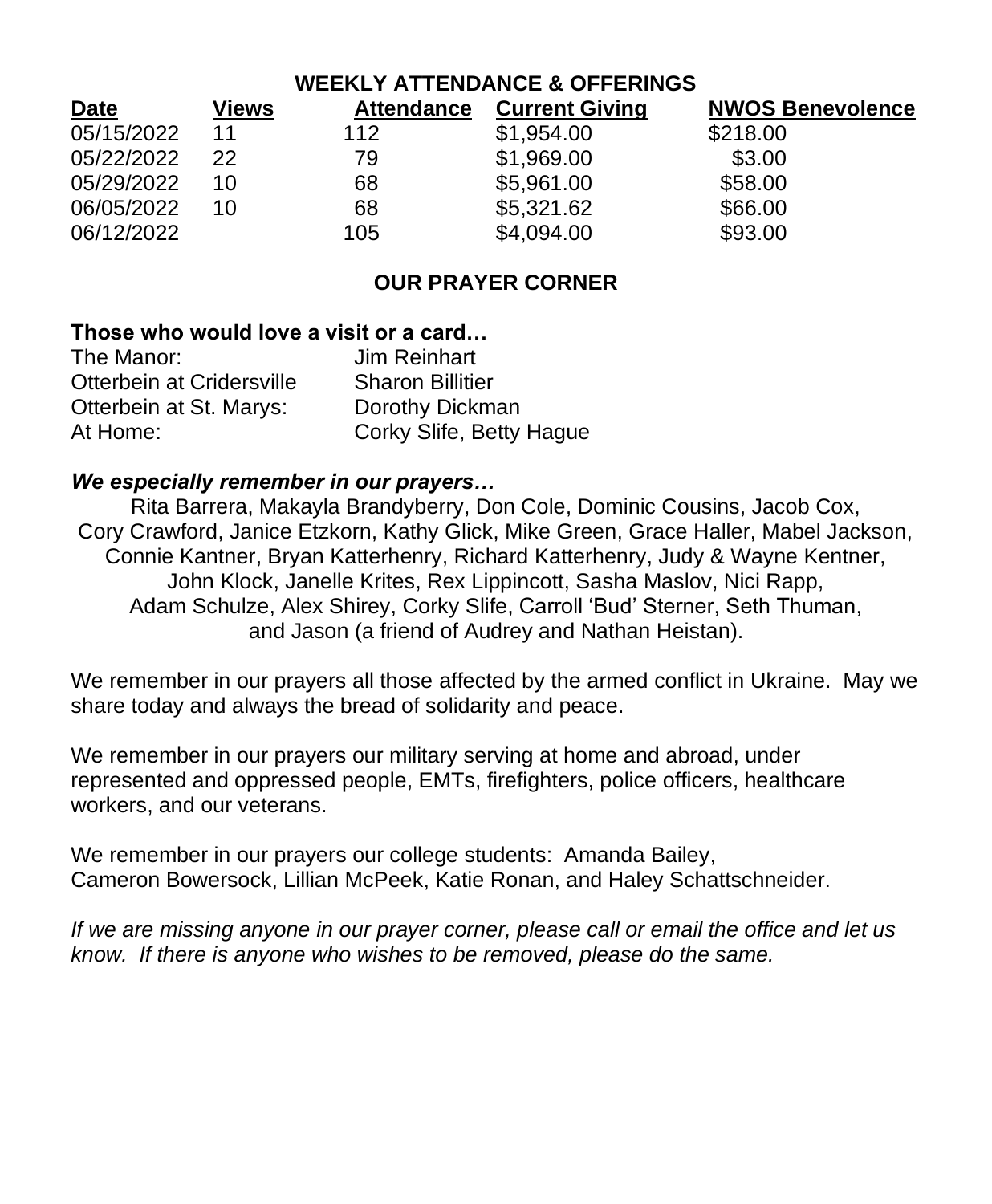## WEEKLY ATTENDANCE & OFFERINGS

| Date | Views | Attendance | Current Giving | NWOS Benevolence |
|---|---|---|---|---|
| 05/15/2022 | 11 | 112 | $1,954.00 | $218.00 |
| 05/22/2022 | 22 | 79 | $1,969.00 | $3.00 |
| 05/29/2022 | 10 | 68 | $5,961.00 | $58.00 |
| 06/05/2022 | 10 | 68 | $5,321.62 | $66.00 |
| 06/12/2022 | | 105 | $4,094.00 | $93.00 |

## OUR PRAYER CORNER

**Those who would love a visit or a card…**

| | |
|---|---|
| The Manor: | Jim Reinhart |
| Otterbein at Cridersville | Sharon Billitier |
| Otterbein at St. Marys: | Dorothy Dickman |
| At Home: | Corky Slife, Betty Hague |

***We especially remember in our prayers…***

Rita Barrera, Makayla Brandyberry, Don Cole, Dominic Cousins, Jacob Cox, Cory Crawford, Janice Etzkorn, Kathy Glick, Mike Green, Grace Haller, Mabel Jackson, Connie Kantner, Bryan Katterhenry, Richard Katterhenry, Judy & Wayne Kentner, John Klock, Janelle Krites, Rex Lippincott, Sasha Maslov, Nici Rapp, Adam Schulze, Alex Shirey, Corky Slife, Carroll 'Bud' Sterner, Seth Thuman, and Jason (a friend of Audrey and Nathan Heistan).

We remember in our prayers all those affected by the armed conflict in Ukraine. May we share today and always the bread of solidarity and peace.

We remember in our prayers our military serving at home and abroad, under represented and oppressed people, EMTs, firefighters, police officers, healthcare workers, and our veterans.

We remember in our prayers our college students: Amanda Bailey, Cameron Bowersock, Lillian McPeek, Katie Ronan, and Haley Schattschneider.

*If we are missing anyone in our prayer corner, please call or email the office and let us know. If there is anyone who wishes to be removed, please do the same.*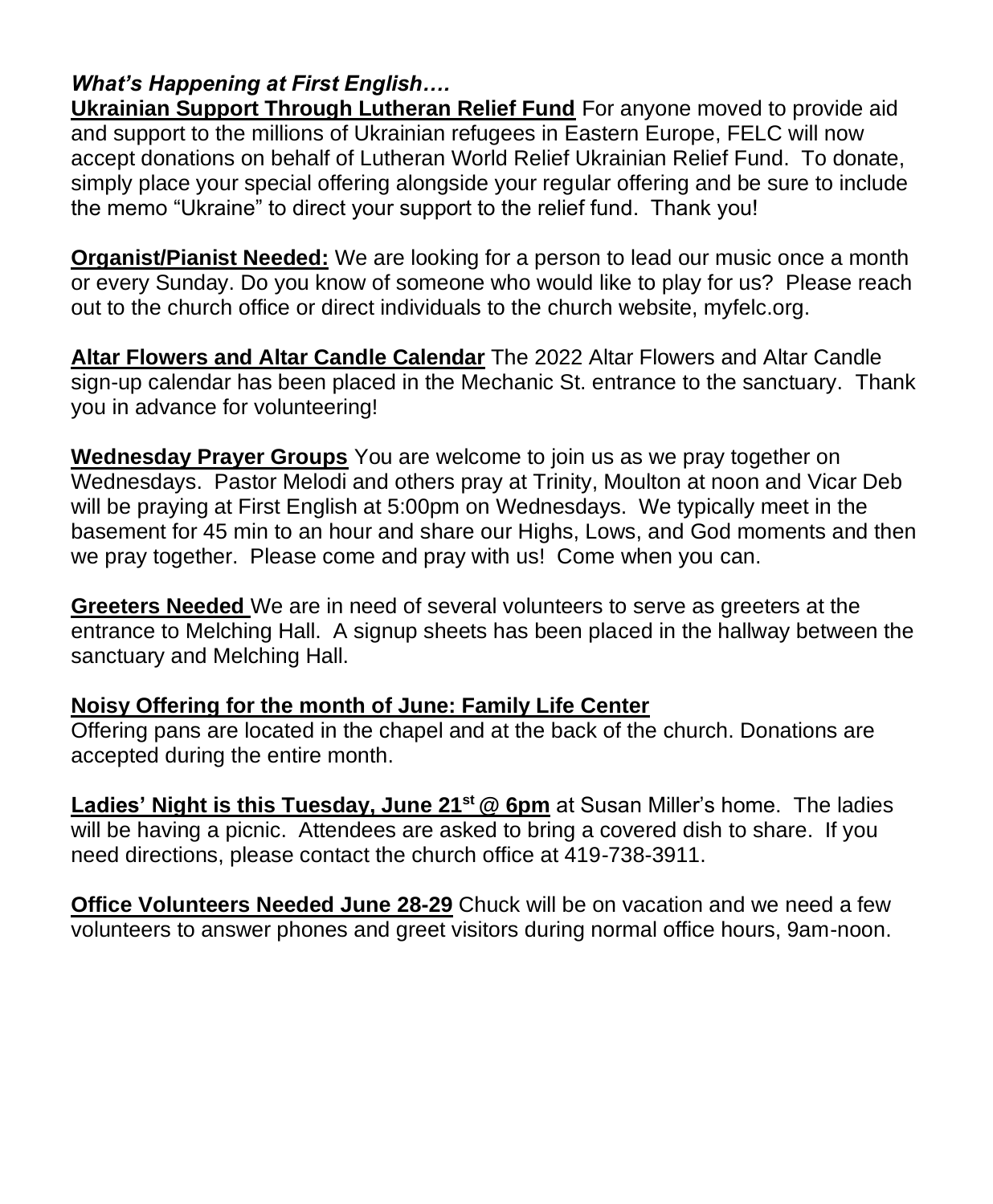***What's Happening at First English….***

**Ukrainian Support Through Lutheran Relief Fund** For anyone moved to provide aid and support to the millions of Ukrainian refugees in Eastern Europe, FELC will now accept donations on behalf of Lutheran World Relief Ukrainian Relief Fund. To donate, simply place your special offering alongside your regular offering and be sure to include the memo "Ukraine" to direct your support to the relief fund. Thank you!

**Organist/Pianist Needed:** We are looking for a person to lead our music once a month or every Sunday. Do you know of someone who would like to play for us? Please reach out to the church office or direct individuals to the church website, myfelc.org.

**Altar Flowers and Altar Candle Calendar** The 2022 Altar Flowers and Altar Candle sign-up calendar has been placed in the Mechanic St. entrance to the sanctuary. Thank you in advance for volunteering!

**Wednesday Prayer Groups** You are welcome to join us as we pray together on Wednesdays. Pastor Melodi and others pray at Trinity, Moulton at noon and Vicar Deb will be praying at First English at 5:00pm on Wednesdays. We typically meet in the basement for 45 min to an hour and share our Highs, Lows, and God moments and then we pray together. Please come and pray with us! Come when you can.

**Greeters Needed** We are in need of several volunteers to serve as greeters at the entrance to Melching Hall. A signup sheets has been placed in the hallway between the sanctuary and Melching Hall.

**Noisy Offering for the month of June: Family Life Center**
Offering pans are located in the chapel and at the back of the church. Donations are accepted during the entire month.

**Ladies' Night is this Tuesday, June 21st @ 6pm** at Susan Miller's home. The ladies will be having a picnic. Attendees are asked to bring a covered dish to share. If you need directions, please contact the church office at 419-738-3911.

**Office Volunteers Needed June 28-29** Chuck will be on vacation and we need a few volunteers to answer phones and greet visitors during normal office hours, 9am-noon.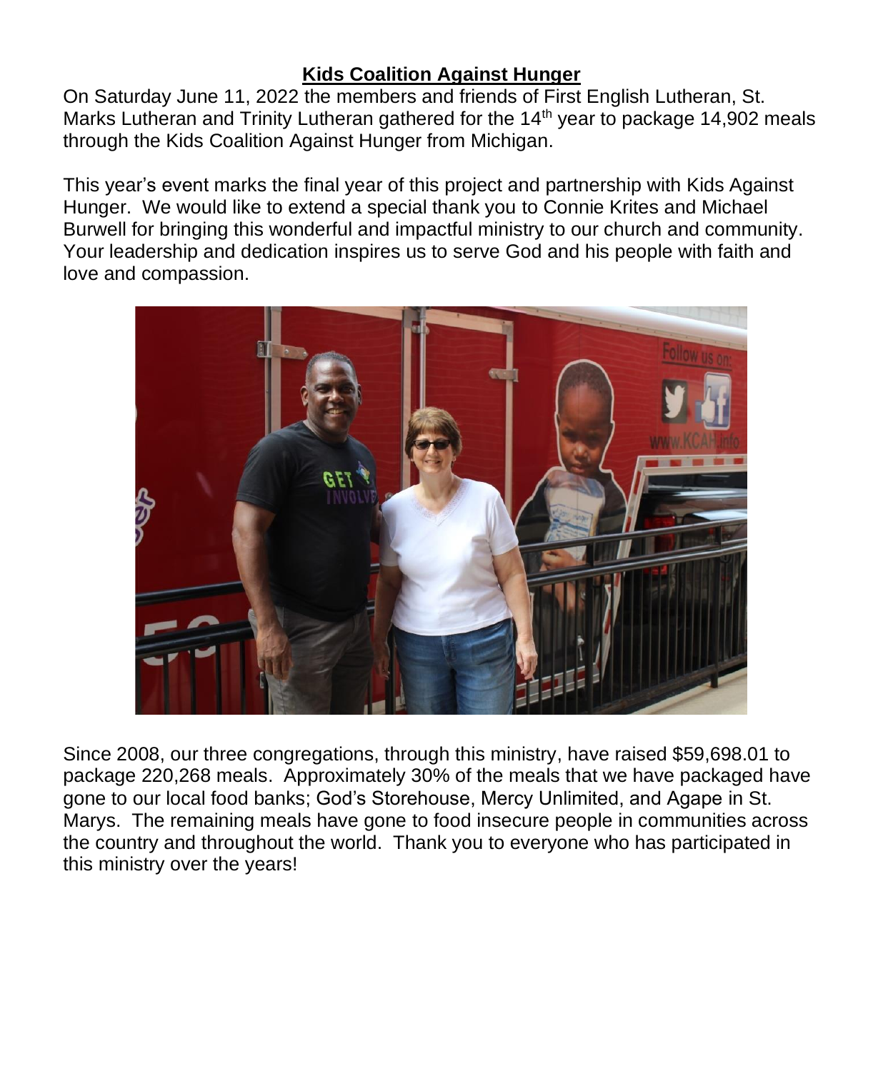**Kids Coalition Against Hunger**

On Saturday June 11, 2022 the members and friends of First English Lutheran, St. Marks Lutheran and Trinity Lutheran gathered for the 14th year to package 14,902 meals through the Kids Coalition Against Hunger from Michigan.

This year's event marks the final year of this project and partnership with Kids Against Hunger. We would like to extend a special thank you to Connie Krites and Michael Burwell for bringing this wonderful and impactful ministry to our church and community. Your leadership and dedication inspires us to serve God and his people with faith and love and compassion.

Since 2008, our three congregations, through this ministry, have raised $59,698.01 to package 220,268 meals. Approximately 30% of the meals that we have packaged have gone to our local food banks; God's Storehouse, Mercy Unlimited, and Agape in St. Marys. The remaining meals have gone to food insecure people in communities across the country and throughout the world. Thank you to everyone who has participated in this ministry over the years!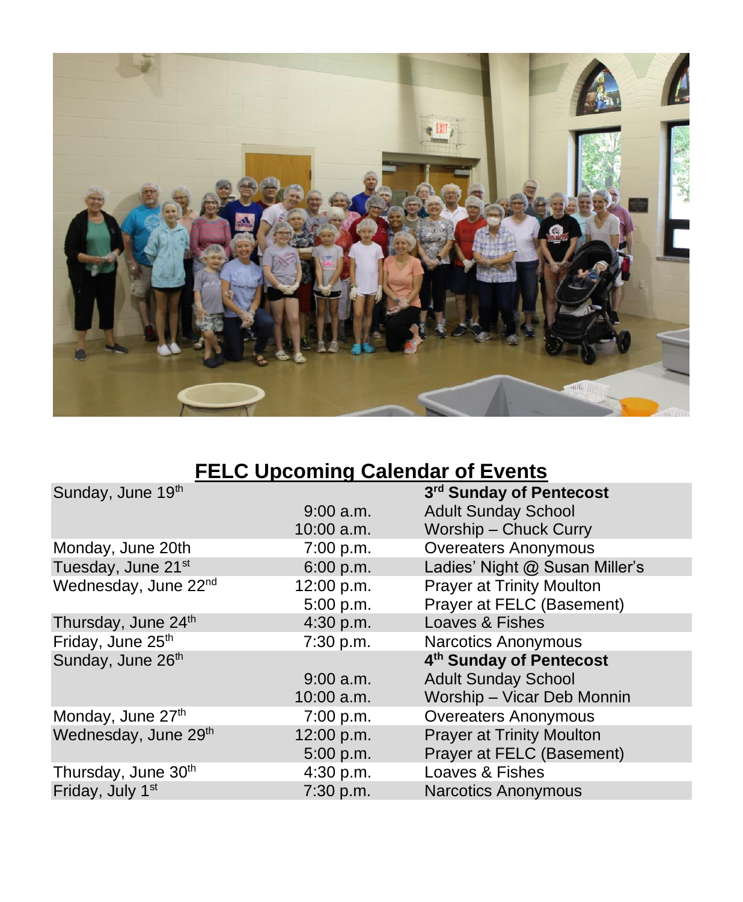## FELC Upcoming Calendar of Events

| | | |
|---|---|---|
| Sunday, June 19th | | **3rd Sunday of Pentecost** |
| | 9:00 a.m. | Adult Sunday School |
| | 10:00 a.m. | Worship – Chuck Curry |
| Monday, June 20th | 7:00 p.m. | Overeaters Anonymous |
| Tuesday, June 21st | 6:00 p.m. | Ladies' Night @ Susan Miller's |
| Wednesday, June 22nd | 12:00 p.m. | Prayer at Trinity Moulton |
| | 5:00 p.m. | Prayer at FELC (Basement) |
| Thursday, June 24th | 4:30 p.m. | Loaves & Fishes |
| Friday, June 25th | 7:30 p.m. | Narcotics Anonymous |
| Sunday, June 26th | | **4th Sunday of Pentecost** |
| | 9:00 a.m. | Adult Sunday School |
| | 10:00 a.m. | Worship – Vicar Deb Monnin |
| Monday, June 27th | 7:00 p.m. | Overeaters Anonymous |
| Wednesday, June 29th | 12:00 p.m. | Prayer at Trinity Moulton |
| | 5:00 p.m. | Prayer at FELC (Basement) |
| Thursday, June 30th | 4:30 p.m. | Loaves & Fishes |
| Friday, July 1st | 7:30 p.m. | Narcotics Anonymous |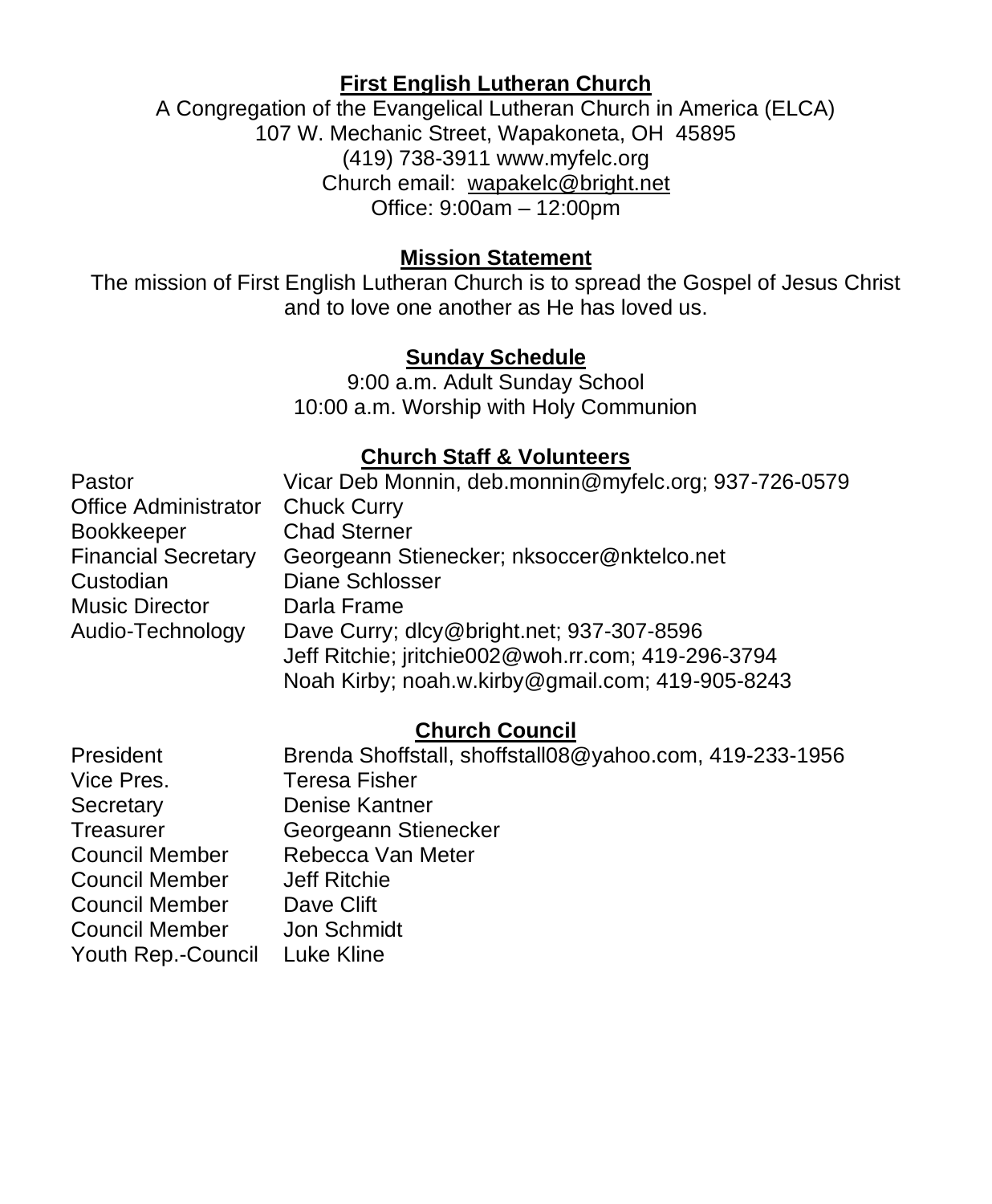## First English Lutheran Church

A Congregation of the Evangelical Lutheran Church in America (ELCA)
107 W. Mechanic Street, Wapakoneta, OH 45895
(419) 738-3911 www.myfelc.org
Church email: wapakelc@bright.net
Office: 9:00am – 12:00pm

## Mission Statement

The mission of First English Lutheran Church is to spread the Gospel of Jesus Christ and to love one another as He has loved us.

## Sunday Schedule

9:00 a.m. Adult Sunday School
10:00 a.m. Worship with Holy Communion

## Church Staff & Volunteers

| | |
|---|---|
| Pastor | Vicar Deb Monnin, deb.monnin@myfelc.org; 937-726-0579 |
| Office Administrator | Chuck Curry |
| Bookkeeper | Chad Sterner |
| Financial Secretary | Georgeann Stienecker; nksoccer@nktelco.net |
| Custodian | Diane Schlosser |
| Music Director | Darla Frame |
| Audio-Technology | Dave Curry; dlcy@bright.net; 937-307-8596 |
| | Jeff Ritchie; jritchie002@woh.rr.com; 419-296-3794 |
| | Noah Kirby; noah.w.kirby@gmail.com; 419-905-8243 |

## Church Council

| | |
|---|---|
| President | Brenda Shoffstall, shoffstall08@yahoo.com, 419-233-1956 |
| Vice Pres. | Teresa Fisher |
| Secretary | Denise Kantner |
| Treasurer | Georgeann Stienecker |
| Council Member | Rebecca Van Meter |
| Council Member | Jeff Ritchie |
| Council Member | Dave Clift |
| Council Member | Jon Schmidt |
| Youth Rep.-Council | Luke Kline |